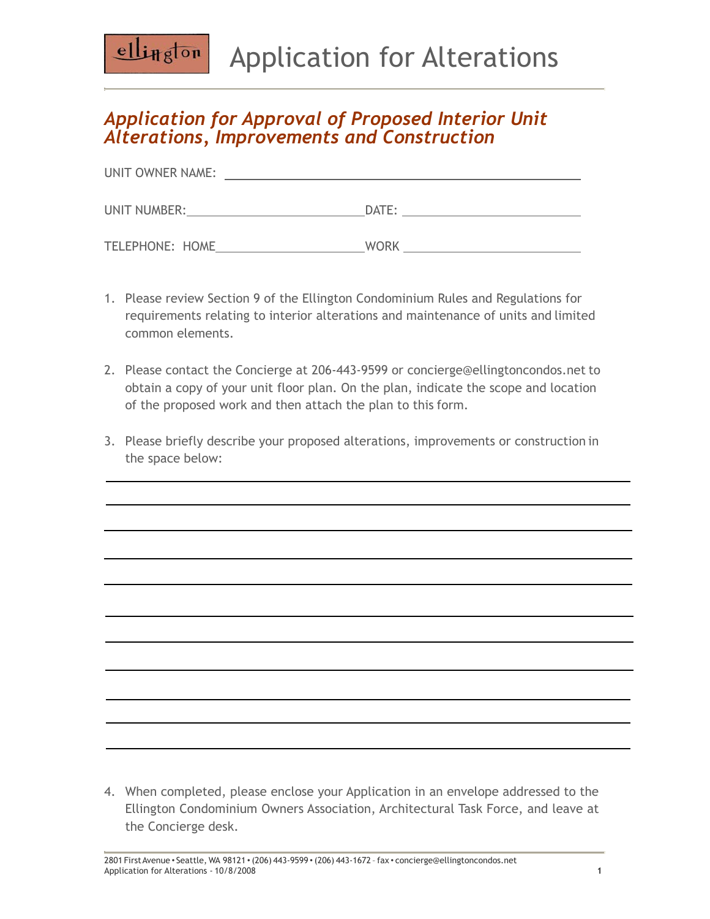ellington

# Application for Alterations

## *Application for Approval of Proposed Interior Unit Alterations, Improvements and Construction*

UNIT OWNER NAME: ______________________________________________

UNIT NUMBER: ________________________ DATE: ________________________

TELEPHONE: HOME ____________________ WORK ________________________

1. Please review Section 9 of the Ellington Condominium Rules and Regulations for requirements relating to interior alterations and maintenance of units and limited common elements.

2. Please contact the Concierge at 206-443-9599 or concierge@ellingtoncondos.net to obtain a copy of your unit floor plan. On the plan, indicate the scope and location of the proposed work and then attach the plan to this form.

3. Please briefly describe your proposed alterations, improvements or construction in the space below:

______________________________________________________________________

______________________________________________________________________

______________________________________________________________________

______________________________________________________________________

______________________________________________________________________

______________________________________________________________________

______________________________________________________________________

______________________________________________________________________

______________________________________________________________________

______________________________________________________________________

______________________________________________________________________

4. When completed, please enclose your Application in an envelope addressed to the Ellington Condominium Owners Association, Architectural Task Force, and leave at the Concierge desk.

2801 First Avenue • Seattle, WA 98121 • (206) 443-9599 • (206) 443-1672 – fax • concierge@ellingtoncondos.net
Application for Alterations - 10/8/2008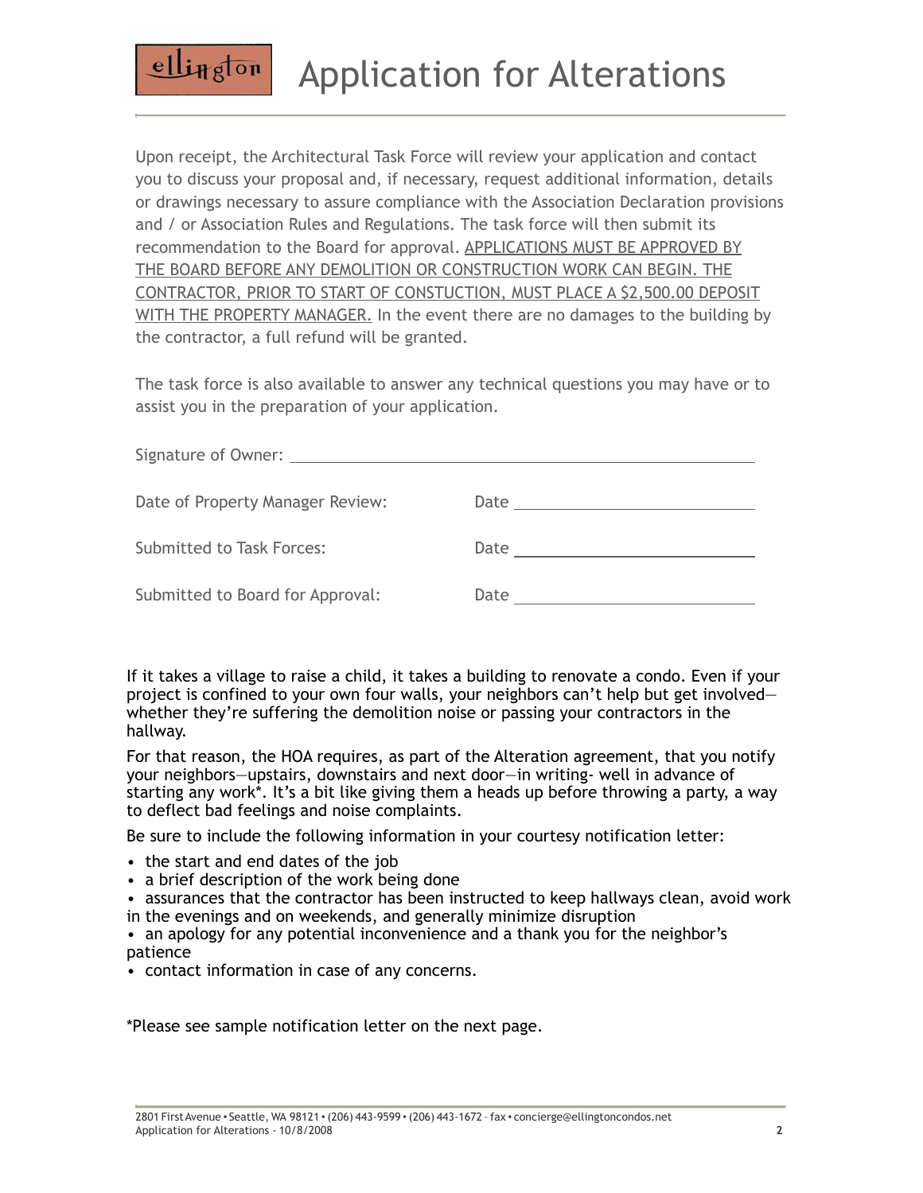# Application for Alterations

Upon receipt, the Architectural Task Force will review your application and contact you to discuss your proposal and, if necessary, request additional information, details or drawings necessary to assure compliance with the Association Declaration provisions and / or Association Rules and Regulations. The task force will then submit its recommendation to the Board for approval. <u>APPLICATIONS MUST BE APPROVED BY THE BOARD BEFORE ANY DEMOLITION OR CONSTRUCTION WORK CAN BEGIN. THE CONTRACTOR, PRIOR TO START OF CONSTUCTION, MUST PLACE A $2,500.00 DEPOSIT WITH THE PROPERTY MANAGER.</u> In the event there are no damages to the building by the contractor, a full refund will be granted.

The task force is also available to answer any technical questions you may have or to assist you in the preparation of your application.

Signature of Owner: ______________________________

Date of Property Manager Review: Date ______________________

Submitted to Task Forces: Date ______________________

Submitted to Board for Approval: Date ______________________

If it takes a village to raise a child, it takes a building to renovate a condo. Even if your project is confined to your own four walls, your neighbors can't help but get involved—whether they're suffering the demolition noise or passing your contractors in the hallway.

For that reason, the HOA requires, as part of the Alteration agreement, that you notify your neighbors—upstairs, downstairs and next door—in writing- well in advance of starting any work*. It's a bit like giving them a heads up before throwing a party, a way to deflect bad feelings and noise complaints.

Be sure to include the following information in your courtesy notification letter:

- the start and end dates of the job
- a brief description of the work being done
- assurances that the contractor has been instructed to keep hallways clean, avoid work in the evenings and on weekends, and generally minimize disruption
- an apology for any potential inconvenience and a thank you for the neighbor's patience
- contact information in case of any concerns.

*Please see sample notification letter on the next page.

2801 First Avenue • Seattle, WA 98121 • (206) 443-9599 • (206) 443-1672 – fax • concierge@ellingtoncondos.net
Application for Alterations - 10/8/2008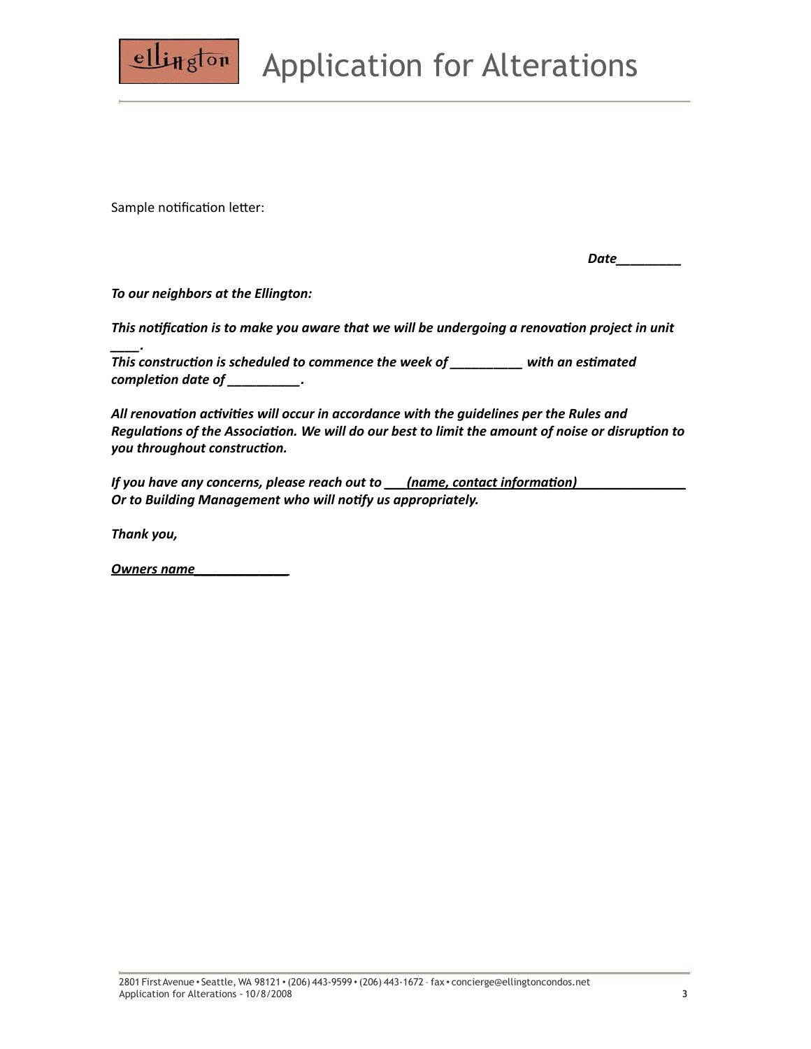# Application for Alterations

Sample notification letter:

*__Date___________*

***To our neighbors at the Ellington:***

***This notification is to make you aware that we will be undergoing a renovation project in unit ____.***
***This construction is scheduled to commence the week of __________ with an estimated completion date of __________.***

***All renovation activities will occur in accordance with the guidelines per the Rules and Regulations of the Association. We will do our best to limit the amount of noise or disruption to you throughout construction.***

***If you have any concerns, please reach out to ___(name, contact information)_______________***
***Or to Building Management who will notify us appropriately.***

***Thank you,***

***Owners name_____________***